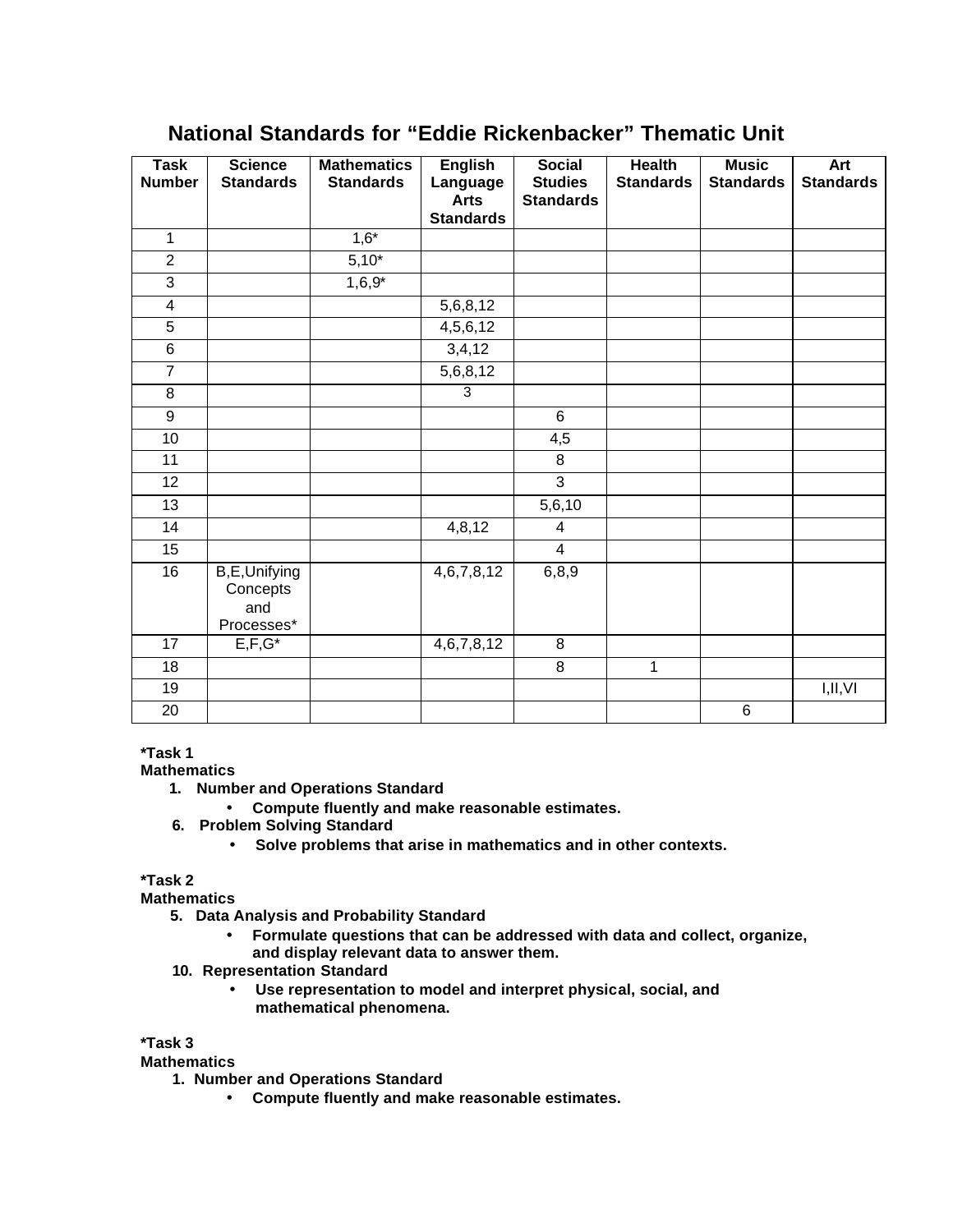# National Standards for "Eddie Rickenbacker" Thematic Unit

| Task Number | Science Standards | Mathematics Standards | English Language Arts Standards | Social Studies Standards | Health Standards | Music Standards | Art Standards |
|---|---|---|---|---|---|---|---|
| 1 | | 1,6* | | | | | |
| 2 | | 5,10* | | | | | |
| 3 | | 1,6,9* | | | | | |
| 4 | | | 5,6,8,12 | | | | |
| 5 | | | 4,5,6,12 | | | | |
| 6 | | | 3,4,12 | | | | |
| 7 | | | 5,6,8,12 | | | | |
| 8 | | | 3 | | | | |
| 9 | | | | 6 | | | |
| 10 | | | | 4,5 | | | |
| 11 | | | | 8 | | | |
| 12 | | | | 3 | | | |
| 13 | | | | 5,6,10 | | | |
| 14 | | | 4,8,12 | 4 | | | |
| 15 | | | | 4 | | | |
| 16 | B,E,Unifying Concepts and Processes* | | 4,6,7,8,12 | 6,8,9 | | | |
| 17 | E,F,G* | | 4,6,7,8,12 | 8 | | | |
| 18 | | | | 8 | 1 | | |
| 19 | | | | | | | I,II,VI |
| 20 | | | | | | 6 | |

**\*Task 1**
**Mathematics**

1. **Number and Operations Standard**
   - **Compute fluently and make reasonable estimates.**
6. **Problem Solving Standard**
   - **Solve problems that arise in mathematics and in other contexts.**

**\*Task 2**
**Mathematics**

5. **Data Analysis and Probability Standard**
   - **Formulate questions that can be addressed with data and collect, organize, and display relevant data to answer them.**
10. **Representation Standard**
   - **Use representation to model and interpret physical, social, and mathematical phenomena.**

**\*Task 3**
**Mathematics**

1. **Number and Operations Standard**
   - **Compute fluently and make reasonable estimates.**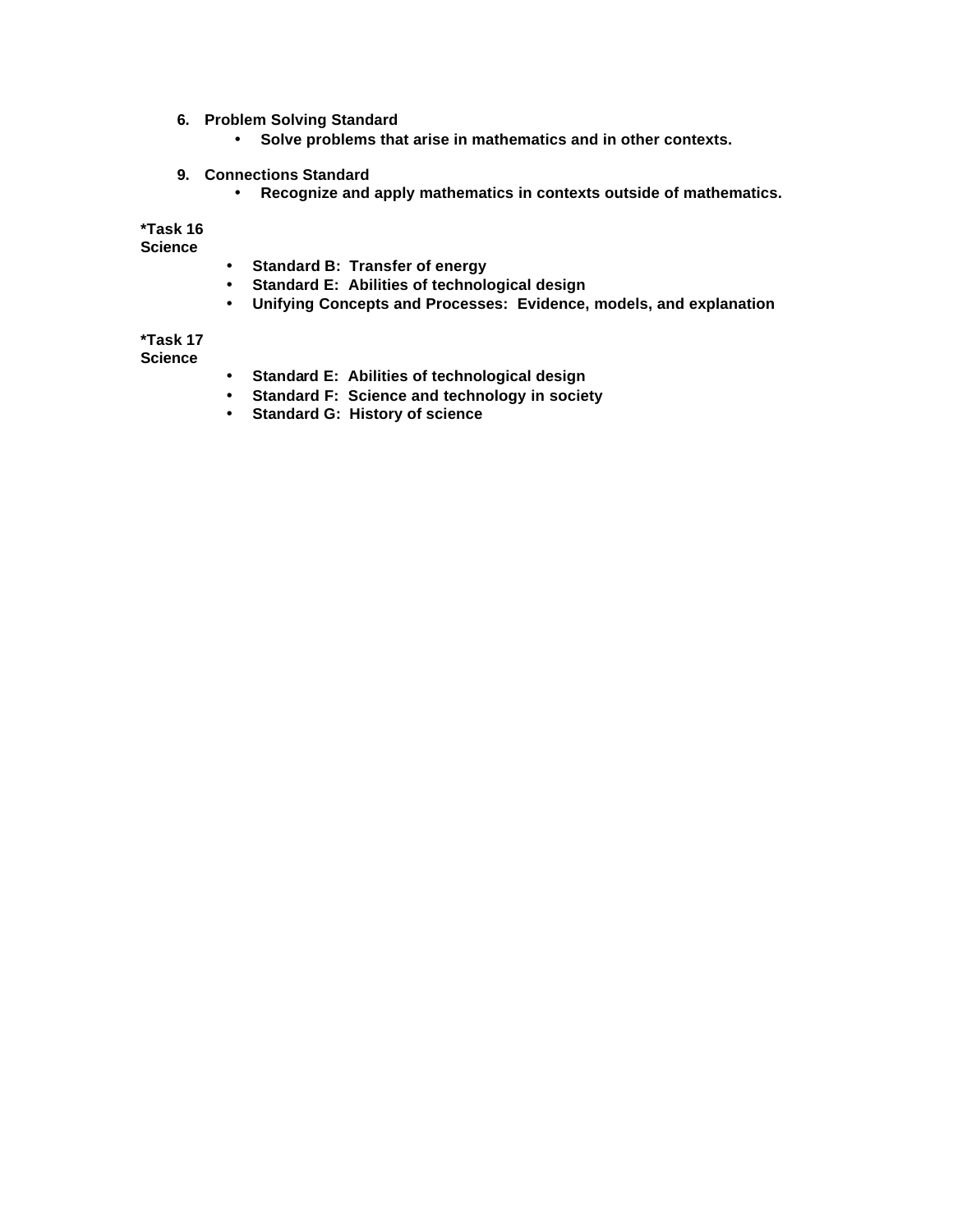6. **Problem Solving Standard**
    - **Solve problems that arise in mathematics and in other contexts.**

9. **Connections Standard**
    - **Recognize and apply mathematics in contexts outside of mathematics.**

**\*Task 16**
**Science**

- **Standard B: Transfer of energy**
- **Standard E: Abilities of technological design**
- **Unifying Concepts and Processes: Evidence, models, and explanation**

**\*Task 17**
**Science**

- **Standard E: Abilities of technological design**
- **Standard F: Science and technology in society**
- **Standard G: History of science**